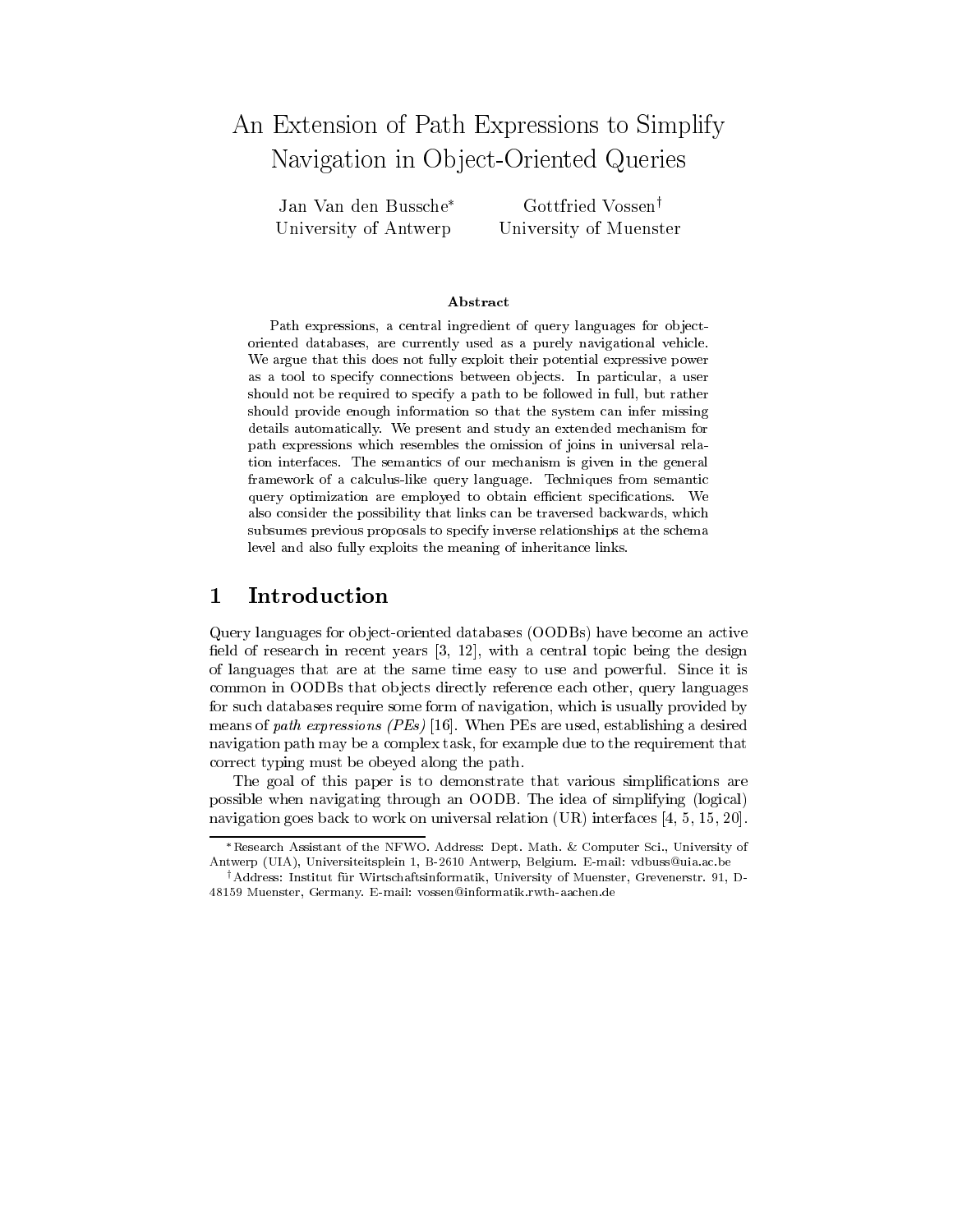# An Extension of Path Expressions to Simplify Navigation in Object-Oriented Queries

Jan Van den Bussche* — University of Antwerp

Gottfried Vossen† — University of Muenster

### Abstract

Path expressions, a central ingredient of query languages for object-oriented databases, are currently used as a purely navigational vehicle. We argue that this does not fully exploit their potential expressive power as a tool to specify connections between objects. In particular, a user should not be required to specify a path to be followed in full, but rather should provide enough information so that the system can infer missing details automatically. We present and study an extended mechanism for path expressions which resembles the omission of joins in universal relation interfaces. The semantics of our mechanism is given in the general framework of a calculus-like query language. Techniques from semantic query optimization are employed to obtain efficient specifications. We also consider the possibility that links can be traversed backwards, which subsumes previous proposals to specify inverse relationships at the schema level and also fully exploits the meaning of inheritance links.

## 1 Introduction

Query languages for object-oriented databases (OODBs) have become an active field of research in recent years [3, 12], with a central topic being the design of languages that are at the same time easy to use and powerful. Since it is common in OODBs that objects directly reference each other, query languages for such databases require some form of navigation, which is usually provided by means of *path expressions (PEs)* [16]. When PEs are used, establishing a desired navigation path may be a complex task, for example due to the requirement that correct typing must be obeyed along the path.

The goal of this paper is to demonstrate that various simplifications are possible when navigating through an OODB. The idea of simplifying (logical) navigation goes back to work on universal relation (UR) interfaces [4, 5, 15, 20].

---

*Research Assistant of the NFWO. Address: Dept. Math. & Computer Sci., University of Antwerp (UIA), Universiteitsplein 1, B-2610 Antwerp, Belgium. E-mail: vdbuss@uia.ac.be

†Address: Institut für Wirtschaftsinformatik, University of Muenster, Grevenerstr. 91, D-48159 Muenster, Germany. E-mail: vossen@informatik.rwth-aachen.de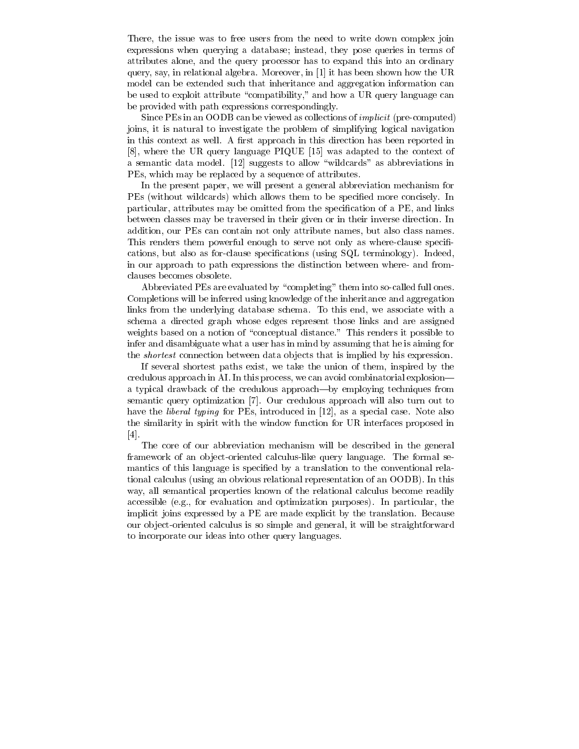There, the issue was to free users from the need to write down complex join expressions when querying a database; instead, they pose queries in terms of attributes alone, and the query processor has to expand this into an ordinary query, say, in relational algebra. Moreover, in [1] it has been shown how the UR model can be extended such that inheritance and aggregation information can be used to exploit attribute "compatibility," and how a UR query language can be provided with path expressions correspondingly.

Since PEs in an OODB can be viewed as collections of *implicit* (pre-computed) joins, it is natural to investigate the problem of simplifying logical navigation in this context as well. A first approach in this direction has been reported in [8], where the UR query language PIQUE [15] was adapted to the context of a semantic data model. [12] suggests to allow "wildcards" as abbreviations in PEs, which may be replaced by a sequence of attributes.

In the present paper, we will present a general abbreviation mechanism for PEs (without wildcards) which allows them to be specified more concisely. In particular, attributes may be omitted from the specification of a PE, and links between classes may be traversed in their given or in their inverse direction. In addition, our PEs can contain not only attribute names, but also class names. This renders them powerful enough to serve not only as where-clause specifications, but also as for-clause specifications (using SQL terminology). Indeed, in our approach to path expressions the distinction between where- and from-clauses becomes obsolete.

Abbreviated PEs are evaluated by "completing" them into so-called full ones. Completions will be inferred using knowledge of the inheritance and aggregation links from the underlying database schema. To this end, we associate with a schema a directed graph whose edges represent those links and are assigned weights based on a notion of "conceptual distance." This renders it possible to infer and disambiguate what a user has in mind by assuming that he is aiming for the *shortest* connection between data objects that is implied by his expression.

If several shortest paths exist, we take the union of them, inspired by the credulous approach in AI. In this process, we can avoid combinatorial explosion—a typical drawback of the credulous approach—by employing techniques from semantic query optimization [7]. Our credulous approach will also turn out to have the *liberal typing* for PEs, introduced in [12], as a special case. Note also the similarity in spirit with the window function for UR interfaces proposed in [4].

The core of our abbreviation mechanism will be described in the general framework of an object-oriented calculus-like query language. The formal semantics of this language is specified by a translation to the conventional relational calculus (using an obvious relational representation of an OODB). In this way, all semantical properties known of the relational calculus become readily accessible (e.g., for evaluation and optimization purposes). In particular, the implicit joins expressed by a PE are made explicit by the translation. Because our object-oriented calculus is so simple and general, it will be straightforward to incorporate our ideas into other query languages.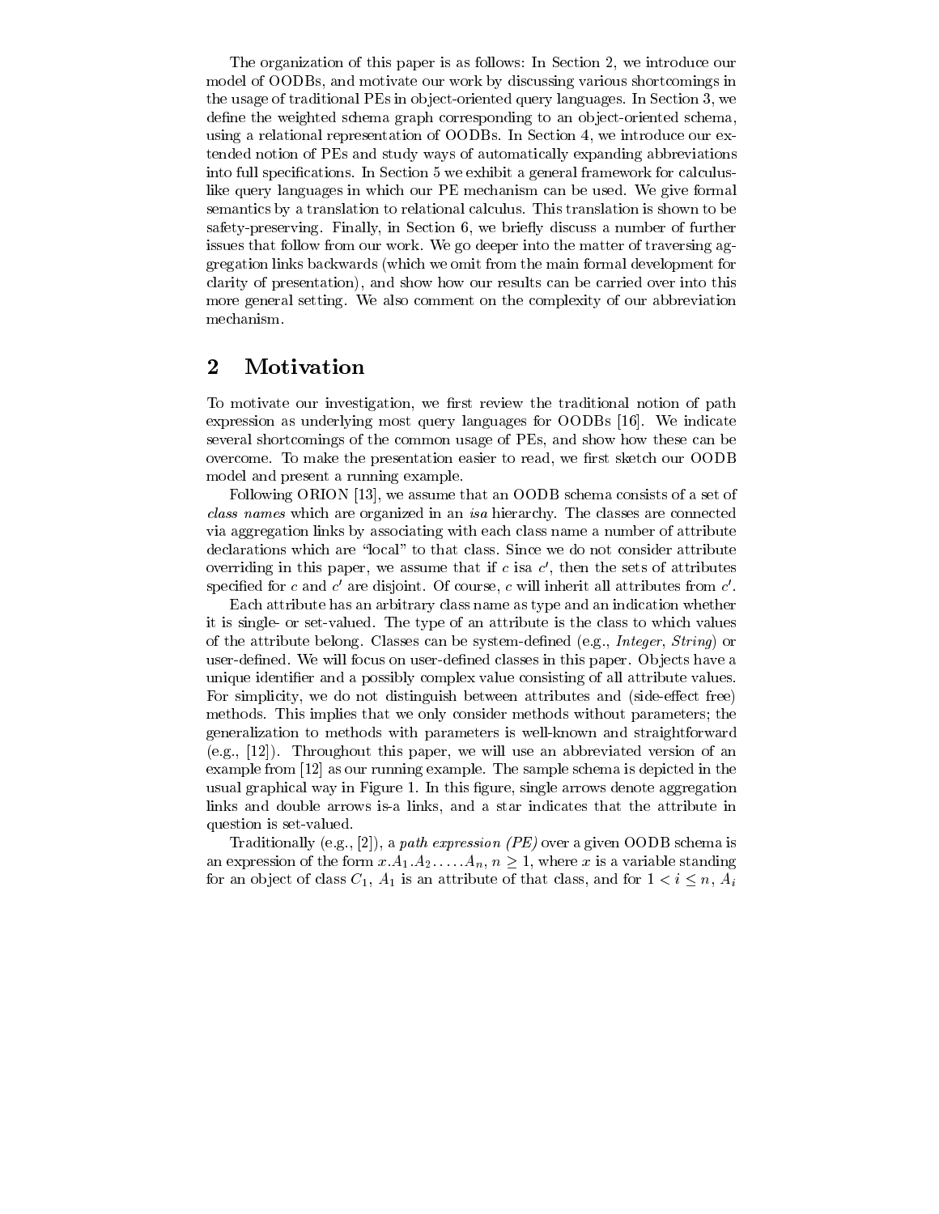The organization of this paper is as follows: In Section 2, we introduce our model of OODBs, and motivate our work by discussing various shortcomings in the usage of traditional PEs in object-oriented query languages. In Section 3, we define the weighted schema graph corresponding to an object-oriented schema, using a relational representation of OODBs. In Section 4, we introduce our extended notion of PEs and study ways of automatically expanding abbreviations into full specifications. In Section 5 we exhibit a general framework for calculus-like query languages in which our PE mechanism can be used. We give formal semantics by a translation to relational calculus. This translation is shown to be safety-preserving. Finally, in Section 6, we briefly discuss a number of further issues that follow from our work. We go deeper into the matter of traversing aggregation links backwards (which we omit from the main formal development for clarity of presentation), and show how our results can be carried over into this more general setting. We also comment on the complexity of our abbreviation mechanism.

## 2 Motivation

To motivate our investigation, we first review the traditional notion of path expression as underlying most query languages for OODBs [16]. We indicate several shortcomings of the common usage of PEs, and show how these can be overcome. To make the presentation easier to read, we first sketch our OODB model and present a running example.

Following ORION [13], we assume that an OODB schema consists of a set of *class names* which are organized in an *isa* hierarchy. The classes are connected via aggregation links by associating with each class name a number of attribute declarations which are "local" to that class. Since we do not consider attribute overriding in this paper, we assume that if $c$ isa $c'$, then the sets of attributes specified for $c$ and $c'$ are disjoint. Of course, $c$ will inherit all attributes from $c'$.

Each attribute has an arbitrary class name as type and an indication whether it is single- or set-valued. The type of an attribute is the class to which values of the attribute belong. Classes can be system-defined (e.g., *Integer*, *String*) or user-defined. We will focus on user-defined classes in this paper. Objects have a unique identifier and a possibly complex value consisting of all attribute values. For simplicity, we do not distinguish between attributes and (side-effect free) methods. This implies that we only consider methods without parameters; the generalization to methods with parameters is well-known and straightforward (e.g., [12]). Throughout this paper, we will use an abbreviated version of an example from [12] as our running example. The sample schema is depicted in the usual graphical way in Figure 1. In this figure, single arrows denote aggregation links and double arrows is-a links, and a star indicates that the attribute in question is set-valued.

Traditionally (e.g., [2]), a *path expression (PE)* over a given OODB schema is an expression of the form $x.A_1.A_2.\ldots.A_n$, $n \geq 1$, where $x$ is a variable standing for an object of class $C_1$, $A_1$ is an attribute of that class, and for $1 < i \leq n$, $A_i$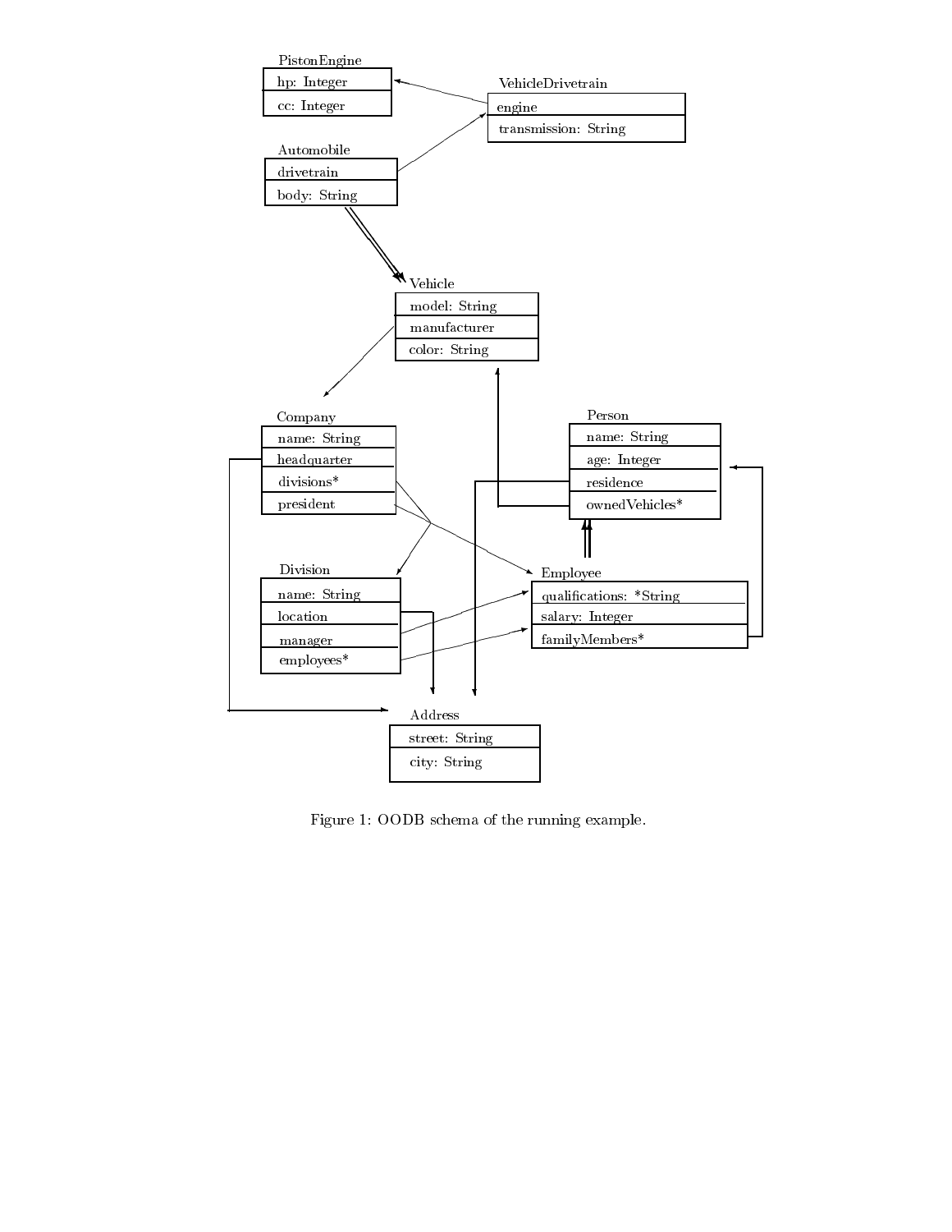Figure 1: OODB schema of the running example.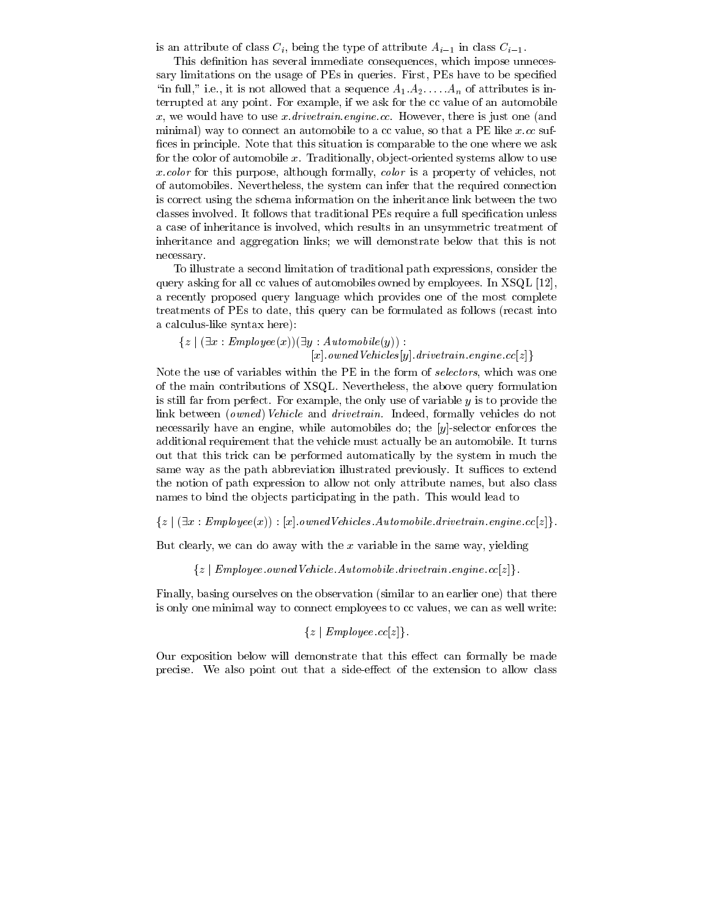is an attribute of class $C_i$, being the type of attribute $A_{i-1}$ in class $C_{i-1}$.

This definition has several immediate consequences, which impose unnecessary limitations on the usage of PEs in queries. First, PEs have to be specified "in full," i.e., it is not allowed that a sequence $A_1.A_2.\ldots.A_n$ of attributes is interrupted at any point. For example, if we ask for the cc value of an automobile $x$, we would have to use $x.drivetrain.engine.cc$. However, there is just one (and minimal) way to connect an automobile to a cc value, so that a PE like $x.cc$ suffices in principle. Note that this situation is comparable to the one where we ask for the color of automobile $x$. Traditionally, object-oriented systems allow to use $x.color$ for this purpose, although formally, *color* is a property of vehicles, not of automobiles. Nevertheless, the system can infer that the required connection is correct using the schema information on the inheritance link between the two classes involved. It follows that traditional PEs require a full specification unless a case of inheritance is involved, which results in an unsymmetric treatment of inheritance and aggregation links; we will demonstrate below that this is not necessary.

To illustrate a second limitation of traditional path expressions, consider the query asking for all cc values of automobiles owned by employees. In XSQL [12], a recently proposed query language which provides one of the most complete treatments of PEs to date, this query can be formulated as follows (recast into a calculus-like syntax here):

$$\{z \mid (\exists x : Employee(x))(\exists y : Automobile(y)) : [x].ownedVehicles[y].drivetrain.engine.cc[z]\}$$

Note the use of variables within the PE in the form of *selectors*, which was one of the main contributions of XSQL. Nevertheless, the above query formulation is still far from perfect. For example, the only use of variable $y$ is to provide the link between (*owned*) *Vehicle* and *drivetrain*. Indeed, formally vehicles do not necessarily have an engine, while automobiles do; the $[y]$-selector enforces the additional requirement that the vehicle must actually be an automobile. It turns out that this trick can be performed automatically by the system in much the same way as the path abbreviation illustrated previously. It suffices to extend the notion of path expression to allow not only attribute names, but also class names to bind the objects participating in the path. This would lead to

$$\{z \mid (\exists x : Employee(x)) : [x].ownedVehicles.Automobile.drivetrain.engine.cc[z]\}.$$

But clearly, we can do away with the $x$ variable in the same way, yielding

$$\{z \mid Employee.ownedVehicle.Automobile.drivetrain.engine.cc[z]\}.$$

Finally, basing ourselves on the observation (similar to an earlier one) that there is only one minimal way to connect employees to cc values, we can as well write:

$$\{z \mid Employee.cc[z]\}.$$

Our exposition below will demonstrate that this effect can formally be made precise. We also point out that a side-effect of the extension to allow class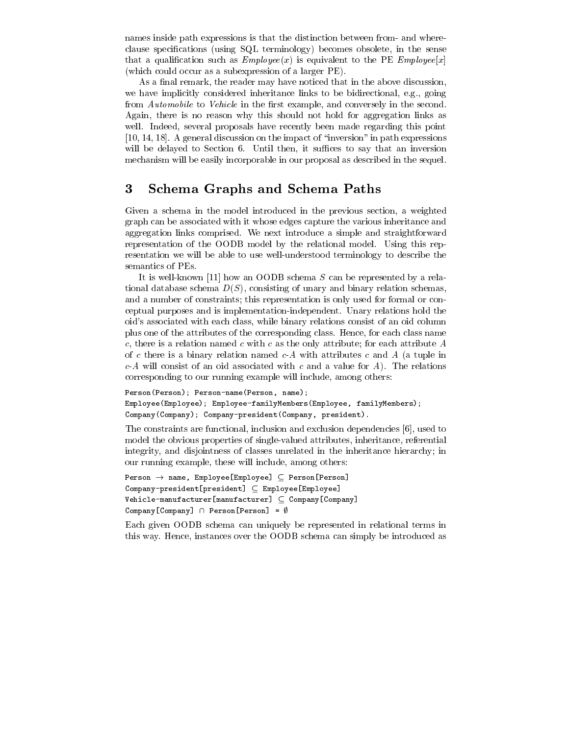names inside path expressions is that the distinction between from- and where-clause specifications (using SQL terminology) becomes obsolete, in the sense that a qualification such as *Employee*($x$) is equivalent to the PE *Employee*[$x$] (which could occur as a subexpression of a larger PE).

As a final remark, the reader may have noticed that in the above discussion, we have implicitly considered inheritance links to be bidirectional, e.g., going from *Automobile* to *Vehicle* in the first example, and conversely in the second. Again, there is no reason why this should not hold for aggregation links as well. Indeed, several proposals have recently been made regarding this point [10, 14, 18]. A general discussion on the impact of "inversion" in path expressions will be delayed to Section 6. Until then, it suffices to say that an inversion mechanism will be easily incorporable in our proposal as described in the sequel.

## 3 Schema Graphs and Schema Paths

Given a schema in the model introduced in the previous section, a weighted graph can be associated with it whose edges capture the various inheritance and aggregation links comprised. We next introduce a simple and straightforward representation of the OODB model by the relational model. Using this representation we will be able to use well-understood terminology to describe the semantics of PEs.

It is well-known [11] how an OODB schema $S$ can be represented by a relational database schema $D(S)$, consisting of unary and binary relation schemas, and a number of constraints; this representation is only used for formal or conceptual purposes and is implementation-independent. Unary relations hold the oid's associated with each class, while binary relations consist of an oid column plus one of the attributes of the corresponding class. Hence, for each class name $c$, there is a relation named $c$ with $c$ as the only attribute; for each attribute $A$ of $c$ there is a binary relation named $c$-$A$ with attributes $c$ and $A$ (a tuple in $c$-$A$ will consist of an oid associated with $c$ and a value for $A$). The relations corresponding to our running example will include, among others:

```
Person(Person); Person-name(Person, name);
Employee(Employee); Employee-familyMembers(Employee, familyMembers);
Company(Company); Company-president(Company, president).
```

The constraints are functional, inclusion and exclusion dependencies [6], used to model the obvious properties of single-valued attributes, inheritance, referential integrity, and disjointness of classes unrelated in the inheritance hierarchy; in our running example, these will include, among others:

```
Person → name, Employee[Employee] ⊆ Person[Person]
Company-president[president] ⊆ Employee[Employee]
Vehicle-manufacturer[manufacturer] ⊆ Company[Company]
Company[Company] ∩ Person[Person] = ∅
```

Each given OODB schema can uniquely be represented in relational terms in this way. Hence, instances over the OODB schema can simply be introduced as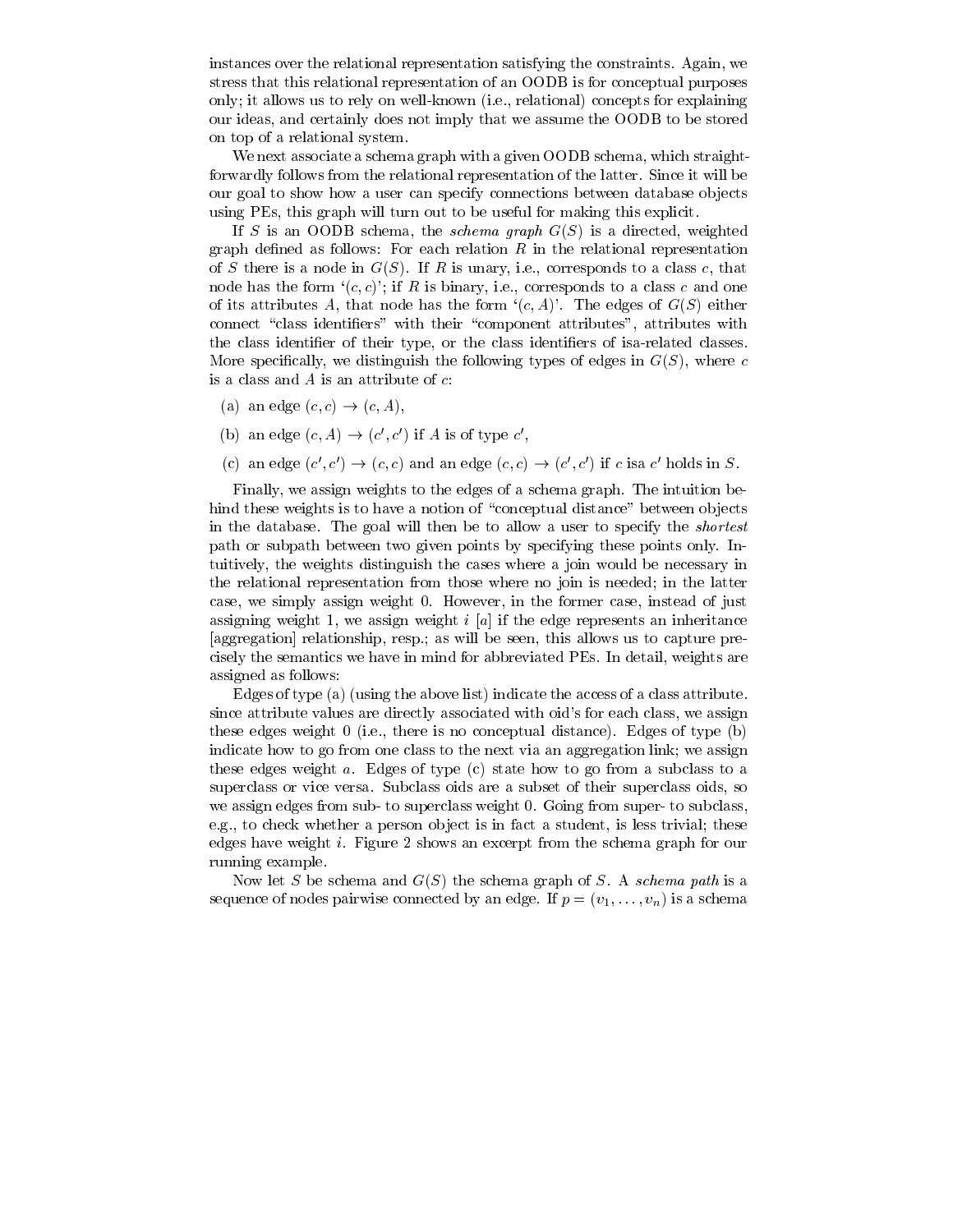instances over the relational representation satisfying the constraints. Again, we stress that this relational representation of an OODB is for conceptual purposes only; it allows us to rely on well-known (i.e., relational) concepts for explaining our ideas, and certainly does not imply that we assume the OODB to be stored on top of a relational system.

We next associate a schema graph with a given OODB schema, which straightforwardly follows from the relational representation of the latter. Since it will be our goal to show how a user can specify connections between database objects using PEs, this graph will turn out to be useful for making this explicit.

If $S$ is an OODB schema, the *schema graph* $G(S)$ is a directed, weighted graph defined as follows: For each relation $R$ in the relational representation of $S$ there is a node in $G(S)$. If $R$ is unary, i.e., corresponds to a class $c$, that node has the form '$(c, c)$'; if $R$ is binary, i.e., corresponds to a class $c$ and one of its attributes $A$, that node has the form '$(c, A)$'. The edges of $G(S)$ either connect "class identifiers" with their "component attributes", attributes with the class identifier of their type, or the class identifiers of isa-related classes. More specifically, we distinguish the following types of edges in $G(S)$, where $c$ is a class and $A$ is an attribute of $c$:

(a) an edge $(c, c) \rightarrow (c, A)$,

(b) an edge $(c, A) \rightarrow (c', c')$ if $A$ is of type $c'$,

(c) an edge $(c', c') \rightarrow (c, c)$ and an edge $(c, c) \rightarrow (c', c')$ if $c$ isa $c'$ holds in $S$.

Finally, we assign weights to the edges of a schema graph. The intuition behind these weights is to have a notion of "conceptual distance" between objects in the database. The goal will then be to allow a user to specify the *shortest* path or subpath between two given points by specifying these points only. Intuitively, the weights distinguish the cases where a join would be necessary in the relational representation from those where no join is needed; in the latter case, we simply assign weight 0. However, in the former case, instead of just assigning weight 1, we assign weight $i$ [$a$] if the edge represents an inheritance [aggregation] relationship, resp.; as will be seen, this allows us to capture precisely the semantics we have in mind for abbreviated PEs. In detail, weights are assigned as follows:

Edges of type (a) (using the above list) indicate the access of a class attribute. since attribute values are directly associated with oid's for each class, we assign these edges weight 0 (i.e., there is no conceptual distance). Edges of type (b) indicate how to go from one class to the next via an aggregation link; we assign these edges weight $a$. Edges of type (c) state how to go from a subclass to a superclass or vice versa. Subclass oids are a subset of their superclass oids, so we assign edges from sub- to superclass weight 0. Going from super- to subclass, e.g., to check whether a person object is in fact a student, is less trivial; these edges have weight $i$. Figure 2 shows an excerpt from the schema graph for our running example.

Now let $S$ be schema and $G(S)$ the schema graph of $S$. A *schema path* is a sequence of nodes pairwise connected by an edge. If $p = (v_1, \ldots, v_n)$ is a schema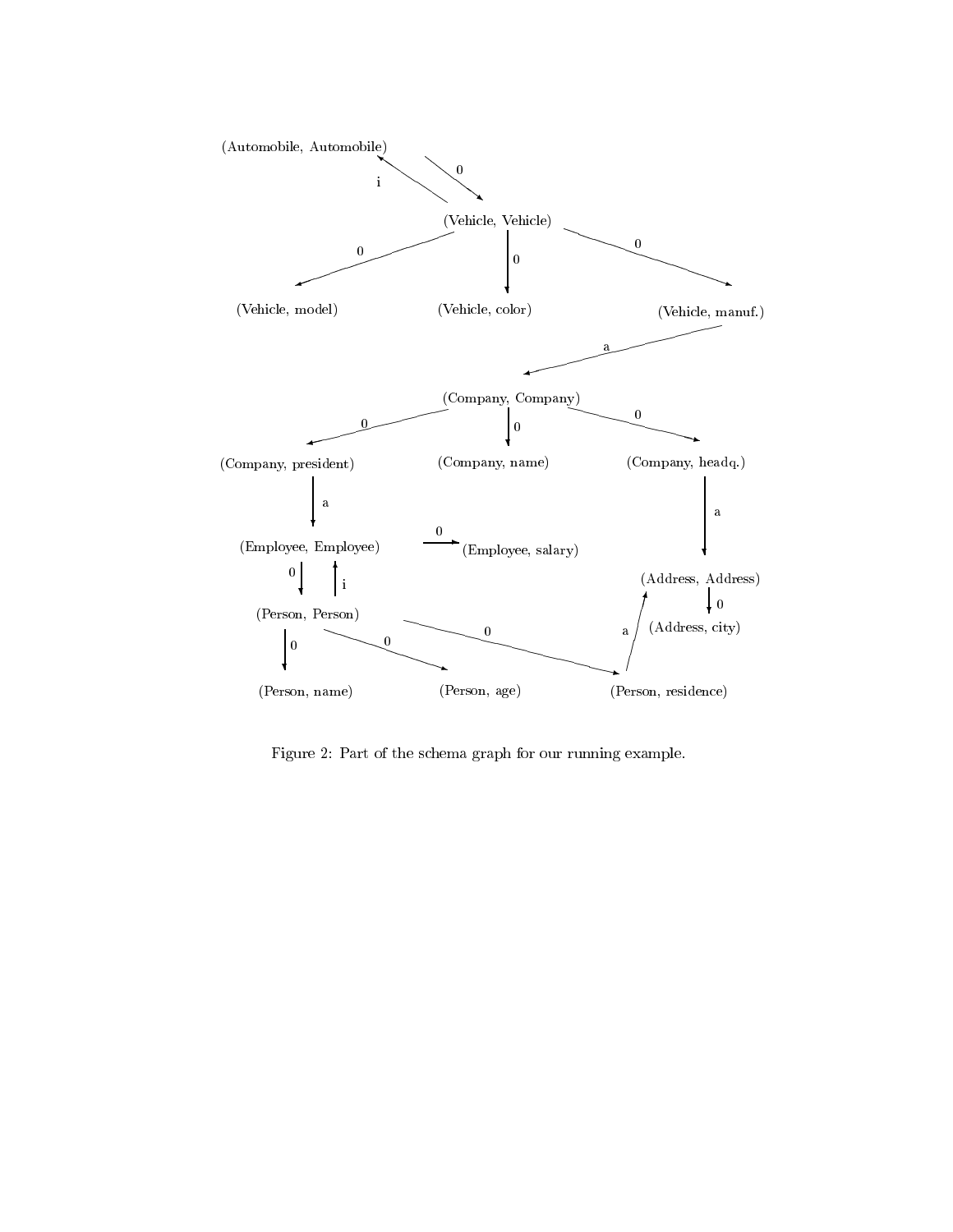(Automobile, Automobile)

i

0

(Vehicle, Vehicle)

0 0 0

(Vehicle, model) (Vehicle, color) (Vehicle, manuf.)

a

(Company, Company)

0 0 0

(Company, president) (Company, name) (Company, headq.)

a a

(Employee, Employee) 0 (Employee, salary)

0 i

(Address, Address)

0

(Person, Person) (Address, city)

0 0 0 a

(Person, name) (Person, age) (Person, residence)

Figure 2: Part of the schema graph for our running example.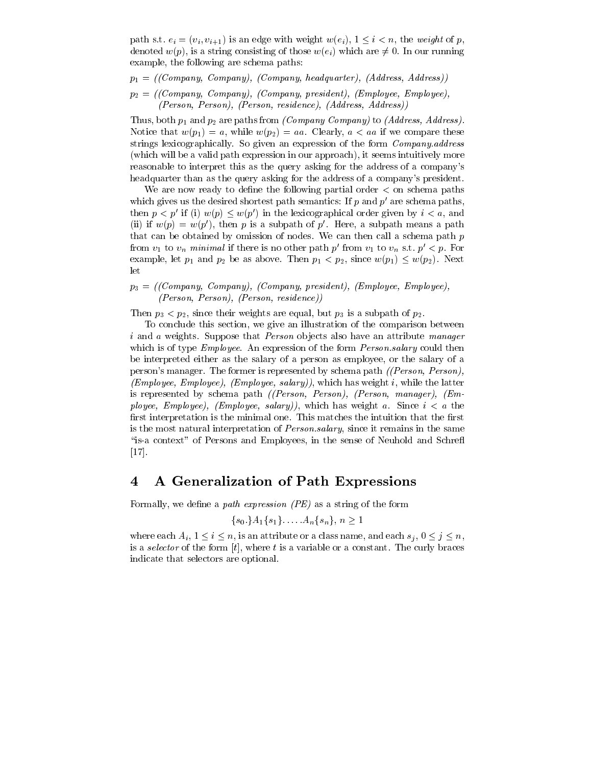path s.t. $e_i = (v_i, v_{i+1})$ is an edge with weight $w(e_i)$, $1 \leq i < n$, the *weight* of $p$, denoted $w(p)$, is a string consisting of those $w(e_i)$ which are $\neq 0$. In our running example, the following are schema paths:

$p_1$ = *((Company, Company), (Company, headquarter), (Address, Address))*

$p_2$ = *((Company, Company), (Company, president), (Employee, Employee), (Person, Person), (Person, residence), (Address, Address))*

Thus, both $p_1$ and $p_2$ are paths from *(Company Company)* to *(Address, Address)*. Notice that $w(p_1) = a$, while $w(p_2) = aa$. Clearly, $a < aa$ if we compare these strings lexicographically. So given an expression of the form *Company.address* (which will be a valid path expression in our approach), it seems intuitively more reasonable to interpret this as the query asking for the address of a company's headquarter than as the query asking for the address of a company's president.

We are now ready to define the following partial order $<$ on schema paths which gives us the desired shortest path semantics: If $p$ and $p'$ are schema paths, then $p < p'$ if (i) $w(p) \leq w(p')$ in the lexicographical order given by $i < a$, and (ii) if $w(p) = w(p')$, then $p$ is a subpath of $p'$. Here, a subpath means a path that can be obtained by omission of nodes. We can then call a schema path $p$ from $v_1$ to $v_n$ *minimal* if there is no other path $p'$ from $v_1$ to $v_n$ s.t. $p' < p$. For example, let $p_1$ and $p_2$ be as above. Then $p_1 < p_2$, since $w(p_1) \leq w(p_2)$. Next let

$p_3$ = *((Company, Company), (Company, president), (Employee, Employee), (Person, Person), (Person, residence))*

Then $p_3 < p_2$, since their weights are equal, but $p_3$ is a subpath of $p_2$.

To conclude this section, we give an illustration of the comparison between $i$ and $a$ weights. Suppose that *Person* objects also have an attribute *manager* which is of type *Employee*. An expression of the form *Person.salary* could then be interpreted either as the salary of a person as employee, or the salary of a person's manager. The former is represented by schema path *((Person, Person), (Employee, Employee), (Employee, salary))*, which has weight $i$, while the latter is represented by schema path *((Person, Person), (Person, manager), (Employee, Employee), (Employee, salary))*, which has weight $a$. Since $i < a$ the first interpretation is the minimal one. This matches the intuition that the first is the most natural interpretation of *Person.salary*, since it remains in the same "is-a context" of Persons and Employees, in the sense of Neuhold and Schrefl [17].

# 4 A Generalization of Path Expressions

Formally, we define a *path expression (PE)* as a string of the form

$$\{s_0.\}A_1\{s_1\}.\ldots.A_n\{s_n\},\ n \geq 1$$

where each $A_i$, $1 \leq i \leq n$, is an attribute or a class name, and each $s_j$, $0 \leq j \leq n$, is a *selector* of the form $[t]$, where $t$ is a variable or a constant. The curly braces indicate that selectors are optional.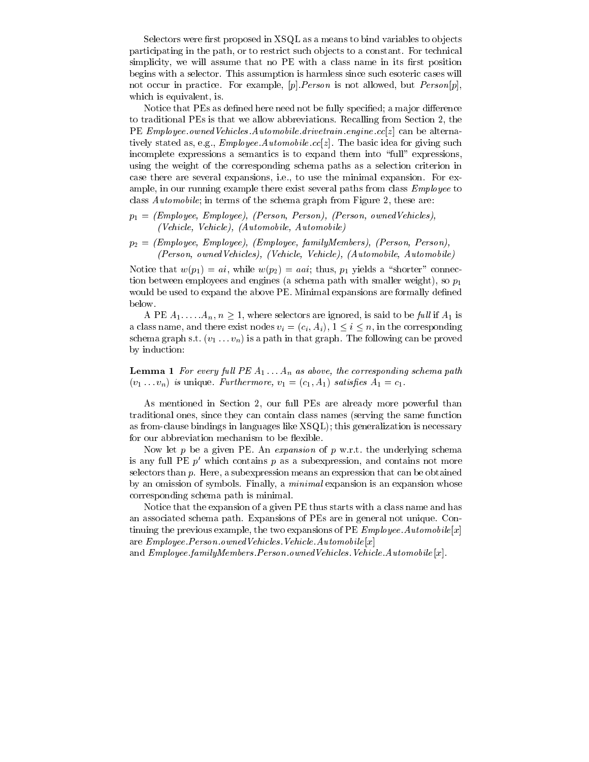Selectors were first proposed in XSQL as a means to bind variables to objects participating in the path, or to restrict such objects to a constant. For technical simplicity, we will assume that no PE with a class name in its first position begins with a selector. This assumption is harmless since such esoteric cases will not occur in practice. For example, $[p].Person$ is not allowed, but $Person[p]$, which is equivalent, is.

Notice that PEs as defined here need not be fully specified; a major difference to traditional PEs is that we allow abbreviations. Recalling from Section 2, the PE $Employee.ownedVehicles.Automobile.drivetrain.engine.cc[z]$ can be alternatively stated as, e.g., $Employee.Automobile.cc[z]$. The basic idea for giving such incomplete expressions a semantics is to expand them into "full" expressions, using the weight of the corresponding schema paths as a selection criterion in case there are several expansions, i.e., to use the minimal expansion. For example, in our running example there exist several paths from class *Employee* to class *Automobile*; in terms of the schema graph from Figure 2, these are:

$p_1$ = *(Employee, Employee), (Person, Person), (Person, ownedVehicles), (Vehicle, Vehicle), (Automobile, Automobile)*

$p_2$ = *(Employee, Employee), (Employee, familyMembers), (Person, Person), (Person, ownedVehicles), (Vehicle, Vehicle), (Automobile, Automobile)*

Notice that $w(p_1) = ai$, while $w(p_2) = aai$; thus, $p_1$ yields a "shorter" connection between employees and engines (a schema path with smaller weight), so $p_1$ would be used to expand the above PE. Minimal expansions are formally defined below.

A PE $A_1. \dots .A_n$, $n \geq 1$, where selectors are ignored, is said to be *full* if $A_1$ is a class name, and there exist nodes $v_i = (c_i, A_i)$, $1 \leq i \leq n$, in the corresponding schema graph s.t. $(v_1 \dots v_n)$ is a path in that graph. The following can be proved by induction:

**Lemma 1** *For every full PE $A_1 \dots A_n$ as above, the corresponding schema path $(v_1 \dots v_n)$ is unique. Furthermore, $v_1 = (c_1, A_1)$ satisfies $A_1 = c_1$.*

As mentioned in Section 2, our full PEs are already more powerful than traditional ones, since they can contain class names (serving the same function as from-clause bindings in languages like XSQL); this generalization is necessary for our abbreviation mechanism to be flexible.

Now let $p$ be a given PE. An *expansion* of $p$ w.r.t. the underlying schema is any full PE $p'$ which contains $p$ as a subexpression, and contains not more selectors than $p$. Here, a subexpression means an expression that can be obtained by an omission of symbols. Finally, a *minimal* expansion is an expansion whose corresponding schema path is minimal.

Notice that the expansion of a given PE thus starts with a class name and has an associated schema path. Expansions of PEs are in general not unique. Continuing the previous example, the two expansions of PE $Employee.Automobile[x]$ are $Employee.Person.ownedVehicles.Vehicle.Automobile[x]$ and $Employee.familyMembers.Person.ownedVehicles.Vehicle.Automobile[x]$.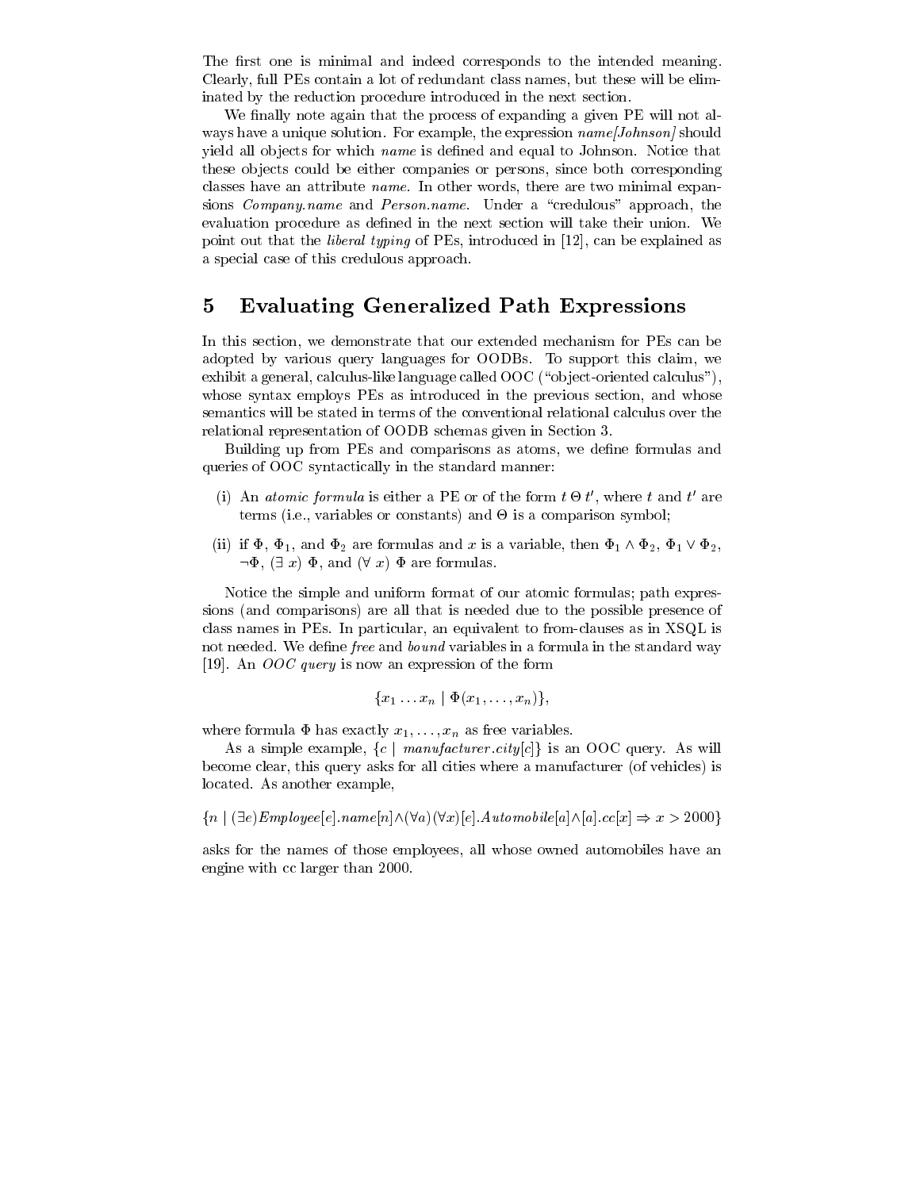The first one is minimal and indeed corresponds to the intended meaning. Clearly, full PEs contain a lot of redundant class names, but these will be eliminated by the reduction procedure introduced in the next section.

We finally note again that the process of expanding a given PE will not always have a unique solution. For example, the expression *name[Johnson]* should yield all objects for which *name* is defined and equal to Johnson. Notice that these objects could be either companies or persons, since both corresponding classes have an attribute *name*. In other words, there are two minimal expansions *Company.name* and *Person.name*. Under a "credulous" approach, the evaluation procedure as defined in the next section will take their union. We point out that the *liberal typing* of PEs, introduced in [12], can be explained as a special case of this credulous approach.

## 5 Evaluating Generalized Path Expressions

In this section, we demonstrate that our extended mechanism for PEs can be adopted by various query languages for OODBs. To support this claim, we exhibit a general, calculus-like language called OOC ("object-oriented calculus"), whose syntax employs PEs as introduced in the previous section, and whose semantics will be stated in terms of the conventional relational calculus over the relational representation of OODB schemas given in Section 3.

Building up from PEs and comparisons as atoms, we define formulas and queries of OOC syntactically in the standard manner:

(i) An *atomic formula* is either a PE or of the form $t \,\Theta\, t'$, where $t$ and $t'$ are terms (i.e., variables or constants) and $\Theta$ is a comparison symbol;

(ii) if $\Phi$, $\Phi_1$, and $\Phi_2$ are formulas and $x$ is a variable, then $\Phi_1 \wedge \Phi_2$, $\Phi_1 \vee \Phi_2$, $\neg\Phi$, $(\exists\ x)\ \Phi$, and $(\forall\ x)\ \Phi$ are formulas.

Notice the simple and uniform format of our atomic formulas; path expressions (and comparisons) are all that is needed due to the possible presence of class names in PEs. In particular, an equivalent to from-clauses as in XSQL is not needed. We define *free* and *bound* variables in a formula in the standard way [19]. An *OOC query* is now an expression of the form

$$\{x_1 \ldots x_n \mid \Phi(x_1, \ldots, x_n)\},$$

where formula $\Phi$ has exactly $x_1, \ldots, x_n$ as free variables.

As a simple example, $\{c \mid \mathit{manufacturer.city}[c]\}$ is an OOC query. As will become clear, this query asks for all cities where a manufacturer (of vehicles) is located. As another example,

$$\{n \mid (\exists e)\mathit{Employee}[e].\mathit{name}[n] \wedge (\forall a)(\forall x)[e].\mathit{Automobile}[a] \wedge [a].\mathit{cc}[x] \Rightarrow x > 2000\}$$

asks for the names of those employees, all whose owned automobiles have an engine with cc larger than 2000.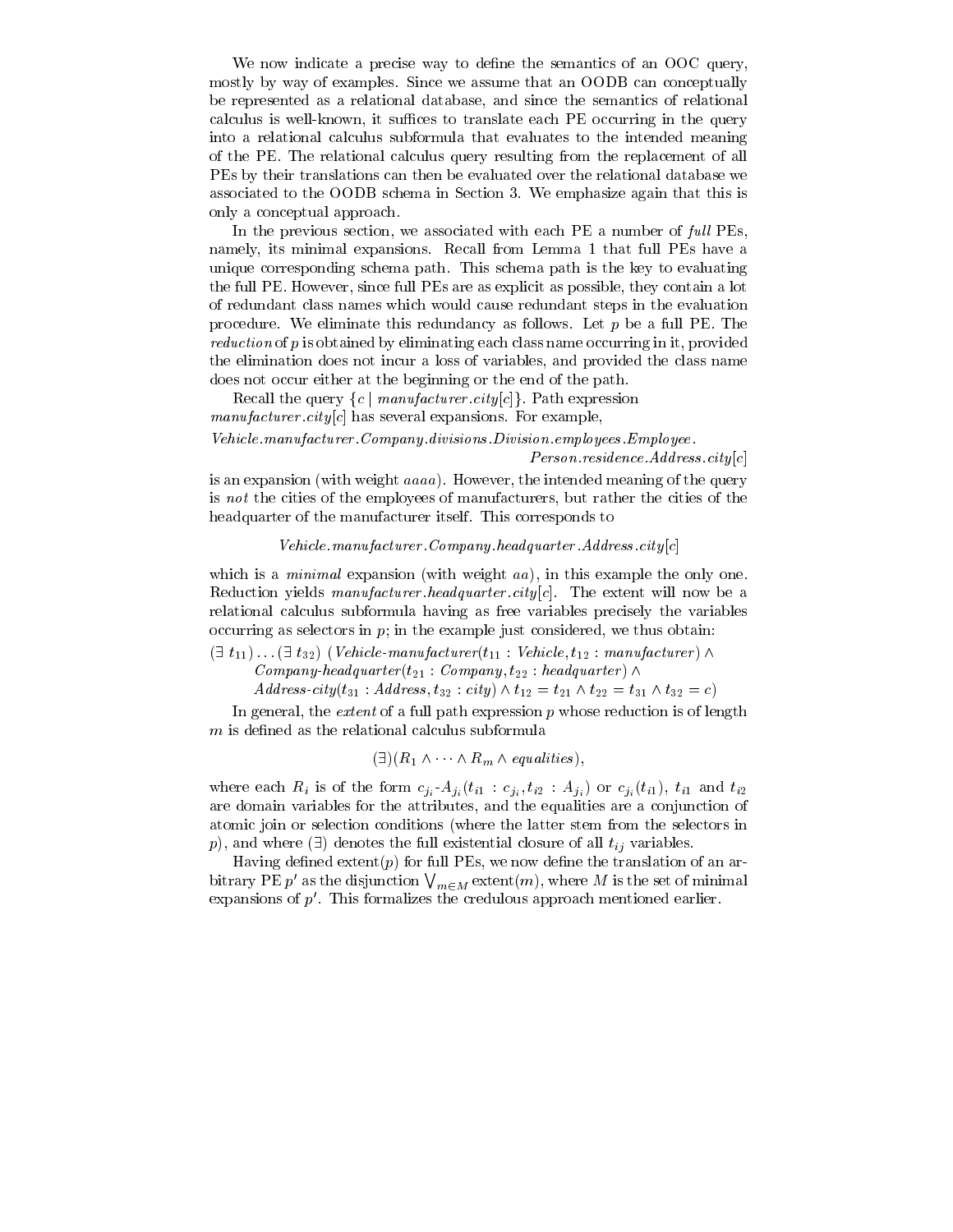We now indicate a precise way to define the semantics of an OOC query, mostly by way of examples. Since we assume that an OODB can conceptually be represented as a relational database, and since the semantics of relational calculus is well-known, it suffices to translate each PE occurring in the query into a relational calculus subformula that evaluates to the intended meaning of the PE. The relational calculus query resulting from the replacement of all PEs by their translations can then be evaluated over the relational database we associated to the OODB schema in Section 3. We emphasize again that this is only a conceptual approach.

In the previous section, we associated with each PE a number of *full* PEs, namely, its minimal expansions. Recall from Lemma 1 that full PEs have a unique corresponding schema path. This schema path is the key to evaluating the full PE. However, since full PEs are as explicit as possible, they contain a lot of redundant class names which would cause redundant steps in the evaluation procedure. We eliminate this redundancy as follows. Let $p$ be a full PE. The *reduction* of $p$ is obtained by eliminating each class name occurring in it, provided the elimination does not incur a loss of variables, and provided the class name does not occur either at the beginning or the end of the path.

Recall the query $\{c \mid \mathit{manufacturer.city}[c]\}$. Path expression $\mathit{manufacturer.city}[c]$ has several expansions. For example,

$$\mathit{Vehicle.manufacturer.Company.divisions.Division.employees.Employee.}$$
$$\mathit{Person.residence.Address.city}[c]$$

is an expansion (with weight $aaaa$). However, the intended meaning of the query is *not* the cities of the employees of manufacturers, but rather the cities of the headquarter of the manufacturer itself. This corresponds to

$$\mathit{Vehicle.manufacturer.Company.headquarter.Address.city}[c]$$

which is a *minimal* expansion (with weight $aa$), in this example the only one. Reduction yields $\mathit{manufacturer.headquarter.city}[c]$. The extent will now be a relational calculus subformula having as free variables precisely the variables occurring as selectors in $p$; in the example just considered, we thus obtain:

$$\begin{aligned}
&(\exists\, t_{11}) \ldots (\exists\, t_{32})\ (\mathit{Vehicle\text{-}manufacturer}(t_{11} : \mathit{Vehicle}, t_{12} : \mathit{manufacturer}) \wedge \\
&\quad \mathit{Company\text{-}headquarter}(t_{21} : \mathit{Company}, t_{22} : \mathit{headquarter}) \wedge \\
&\quad \mathit{Address\text{-}city}(t_{31} : \mathit{Address}, t_{32} : \mathit{city}) \wedge t_{12} = t_{21} \wedge t_{22} = t_{31} \wedge t_{32} = c)
\end{aligned}$$

In general, the *extent* of a full path expression $p$ whose reduction is of length $m$ is defined as the relational calculus subformula

$$(\exists)(R_1 \wedge \cdots \wedge R_m \wedge \mathit{equalities}),$$

where each $R_i$ is of the form $c_{j_i}\text{-}A_{j_i}(t_{i1} : c_{j_i}, t_{i2} : A_{j_i})$ or $c_{j_i}(t_{i1})$, $t_{i1}$ and $t_{i2}$ are domain variables for the attributes, and the equalities are a conjunction of atomic join or selection conditions (where the latter stem from the selectors in $p$), and where $(\exists)$ denotes the full existential closure of all $t_{ij}$ variables.

Having defined extent$(p)$ for full PEs, we now define the translation of an arbitrary PE $p'$ as the disjunction $\bigvee_{m \in M} \text{extent}(m)$, where $M$ is the set of minimal expansions of $p'$. This formalizes the credulous approach mentioned earlier.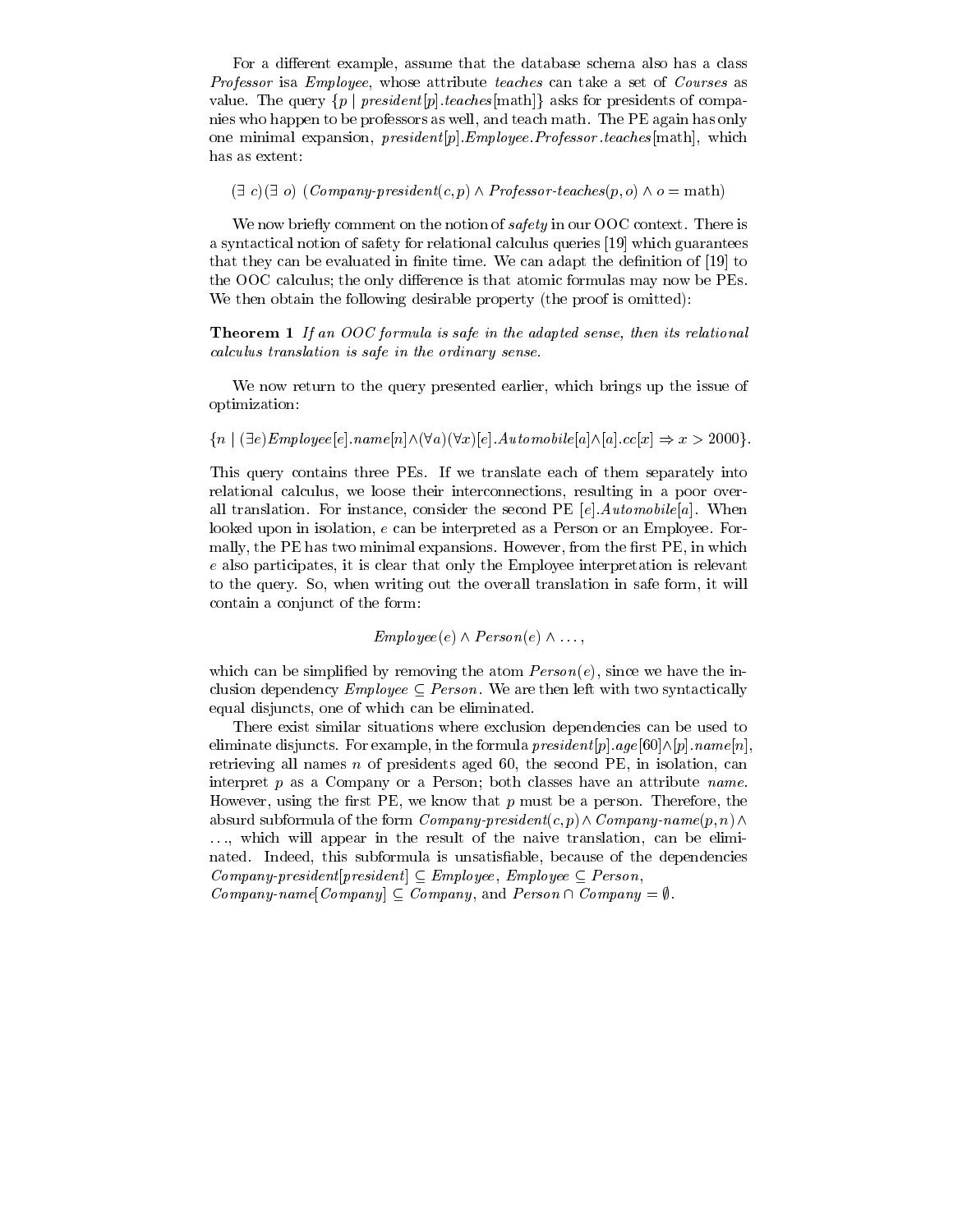For a different example, assume that the database schema also has a class *Professor* isa *Employee*, whose attribute *teaches* can take a set of *Courses* as value. The query $\{p \mid president[p].teaches[\text{math}]\}$ asks for presidents of companies who happen to be professors as well, and teach math. The PE again has only one minimal expansion, $president[p].Employee.Professor.teaches[\text{math}]$, which has as extent:

$$(\exists\ c)(\exists\ o)\ (Company\text{-}president(c,p) \wedge Professor\text{-}teaches(p,o) \wedge o = \text{math})$$

We now briefly comment on the notion of *safety* in our OOC context. There is a syntactical notion of safety for relational calculus queries [19] which guarantees that they can be evaluated in finite time. We can adapt the definition of [19] to the OOC calculus; the only difference is that atomic formulas may now be PEs. We then obtain the following desirable property (the proof is omitted):

**Theorem 1** *If an OOC formula is safe in the adapted sense, then its relational calculus translation is safe in the ordinary sense.*

We now return to the query presented earlier, which brings up the issue of optimization:

$$\{n \mid (\exists e) Employee[e].name[n] \wedge (\forall a)(\forall x)[e].Automobile[a] \wedge [a].cc[x] \Rightarrow x > 2000\}.$$

This query contains three PEs. If we translate each of them separately into relational calculus, we loose their interconnections, resulting in a poor overall translation. For instance, consider the second PE $[e].Automobile[a]$. When looked upon in isolation, $e$ can be interpreted as a Person or an Employee. Formally, the PE has two minimal expansions. However, from the first PE, in which $e$ also participates, it is clear that only the Employee interpretation is relevant to the query. So, when writing out the overall translation in safe form, it will contain a conjunct of the form:

$$Employee(e) \wedge Person(e) \wedge \ldots,$$

which can be simplified by removing the atom $Person(e)$, since we have the inclusion dependency $Employee \subseteq Person$. We are then left with two syntactically equal disjuncts, one of which can be eliminated.

There exist similar situations where exclusion dependencies can be used to eliminate disjuncts. For example, in the formula $president[p].age[60] \wedge [p].name[n]$, retrieving all names $n$ of presidents aged 60, the second PE, in isolation, can interpret $p$ as a Company or a Person; both classes have an attribute *name*. However, using the first PE, we know that $p$ must be a person. Therefore, the absurd subformula of the form $Company\text{-}president(c,p) \wedge Company\text{-}name(p,n) \wedge \ldots$, which will appear in the result of the naive translation, can be eliminated. Indeed, this subformula is unsatisfiable, because of the dependencies $Company\text{-}president[president] \subseteq Employee$, $Employee \subseteq Person$, $Company\text{-}name[Company] \subseteq Company$, and $Person \cap Company = \emptyset$.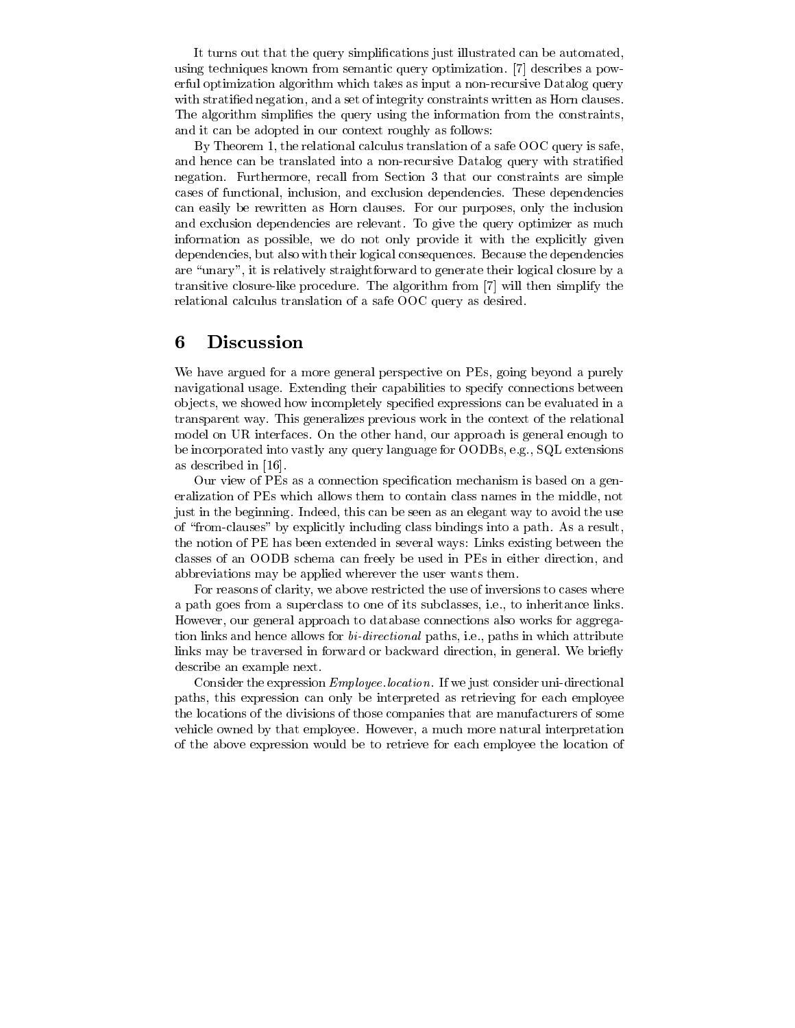It turns out that the query simplifications just illustrated can be automated, using techniques known from semantic query optimization. [7] describes a powerful optimization algorithm which takes as input a non-recursive Datalog query with stratified negation, and a set of integrity constraints written as Horn clauses. The algorithm simplifies the query using the information from the constraints, and it can be adopted in our context roughly as follows:

By Theorem 1, the relational calculus translation of a safe OOC query is safe, and hence can be translated into a non-recursive Datalog query with stratified negation. Furthermore, recall from Section 3 that our constraints are simple cases of functional, inclusion, and exclusion dependencies. These dependencies can easily be rewritten as Horn clauses. For our purposes, only the inclusion and exclusion dependencies are relevant. To give the query optimizer as much information as possible, we do not only provide it with the explicitly given dependencies, but also with their logical consequences. Because the dependencies are "unary", it is relatively straightforward to generate their logical closure by a transitive closure-like procedure. The algorithm from [7] will then simplify the relational calculus translation of a safe OOC query as desired.

## 6 Discussion

We have argued for a more general perspective on PEs, going beyond a purely navigational usage. Extending their capabilities to specify connections between objects, we showed how incompletely specified expressions can be evaluated in a transparent way. This generalizes previous work in the context of the relational model on UR interfaces. On the other hand, our approach is general enough to be incorporated into vastly any query language for OODBs, e.g., SQL extensions as described in [16].

Our view of PEs as a connection specification mechanism is based on a generalization of PEs which allows them to contain class names in the middle, not just in the beginning. Indeed, this can be seen as an elegant way to avoid the use of "from-clauses" by explicitly including class bindings into a path. As a result, the notion of PE has been extended in several ways: Links existing between the classes of an OODB schema can freely be used in PEs in either direction, and abbreviations may be applied wherever the user wants them.

For reasons of clarity, we above restricted the use of inversions to cases where a path goes from a superclass to one of its subclasses, i.e., to inheritance links. However, our general approach to database connections also works for aggregation links and hence allows for *bi-directional* paths, i.e., paths in which attribute links may be traversed in forward or backward direction, in general. We briefly describe an example next.

Consider the expression *Employee.location*. If we just consider uni-directional paths, this expression can only be interpreted as retrieving for each employee the locations of the divisions of those companies that are manufacturers of some vehicle owned by that employee. However, a much more natural interpretation of the above expression would be to retrieve for each employee the location of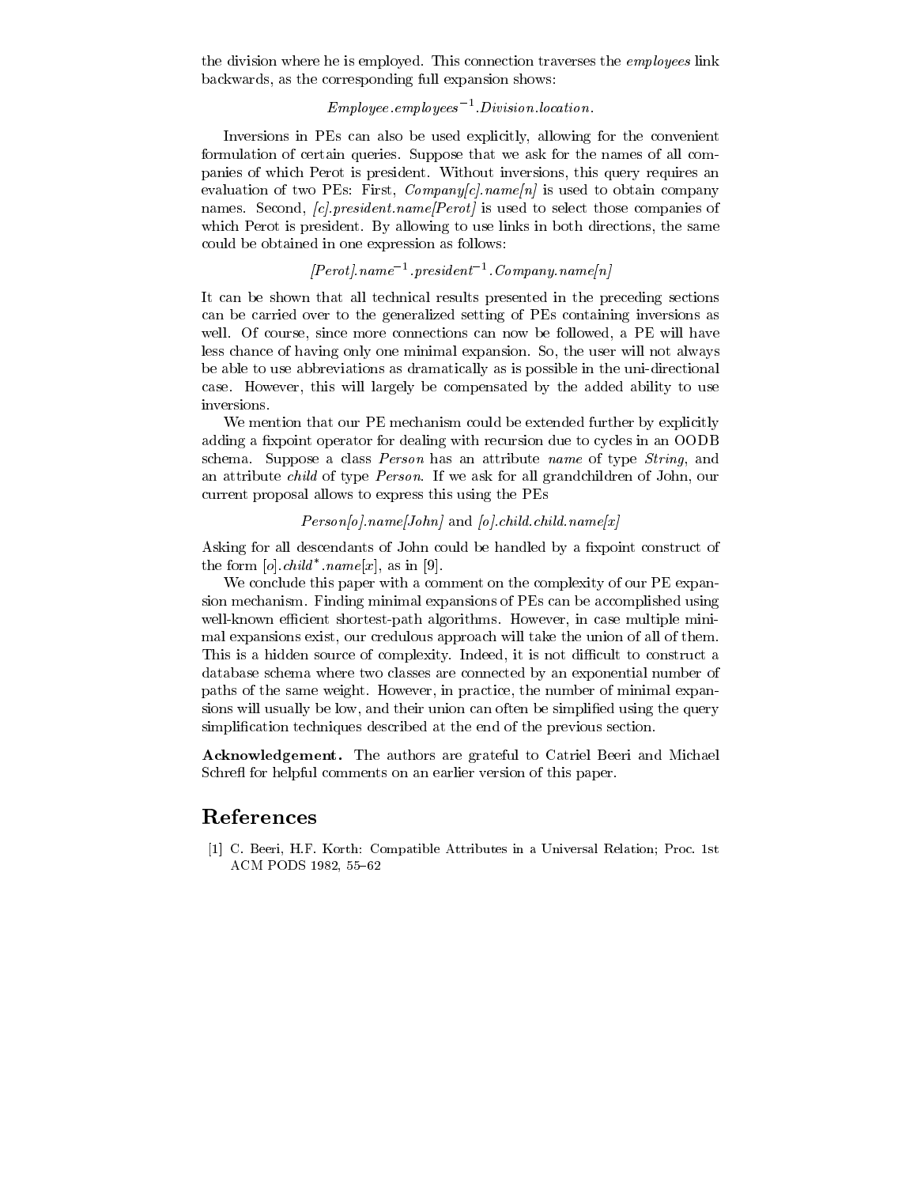the division where he is employed. This connection traverses the *employees* link backwards, as the corresponding full expansion shows:

$$Employee.employees^{-1}.Division.location.$$

Inversions in PEs can also be used explicitly, allowing for the convenient formulation of certain queries. Suppose that we ask for the names of all companies of which Perot is president. Without inversions, this query requires an evaluation of two PEs: First, *Company[c].name[n]* is used to obtain company names. Second, *[c].president.name[Perot]* is used to select those companies of which Perot is president. By allowing to use links in both directions, the same could be obtained in one expression as follows:

$$[Perot].name^{-1}.president^{-1}.Company.name[n]$$

It can be shown that all technical results presented in the preceding sections can be carried over to the generalized setting of PEs containing inversions as well. Of course, since more connections can now be followed, a PE will have less chance of having only one minimal expansion. So, the user will not always be able to use abbreviations as dramatically as is possible in the uni-directional case. However, this will largely be compensated by the added ability to use inversions.

We mention that our PE mechanism could be extended further by explicitly adding a fixpoint operator for dealing with recursion due to cycles in an OODB schema. Suppose a class *Person* has an attribute *name* of type *String*, and an attribute *child* of type *Person*. If we ask for all grandchildren of John, our current proposal allows to express this using the PEs

*Person[o].name[John]* and *[o].child.child.name[x]*

Asking for all descendants of John could be handled by a fixpoint construct of the form $[o].child^*.name[x]$, as in [9].

We conclude this paper with a comment on the complexity of our PE expansion mechanism. Finding minimal expansions of PEs can be accomplished using well-known efficient shortest-path algorithms. However, in case multiple minimal expansions exist, our credulous approach will take the union of all of them. This is a hidden source of complexity. Indeed, it is not difficult to construct a database schema where two classes are connected by an exponential number of paths of the same weight. However, in practice, the number of minimal expansions will usually be low, and their union can often be simplified using the query simplification techniques described at the end of the previous section.

**Acknowledgement.** The authors are grateful to Catriel Beeri and Michael Schrefl for helpful comments on an earlier version of this paper.

## References

[1] C. Beeri, H.F. Korth: Compatible Attributes in a Universal Relation; Proc. 1st ACM PODS 1982, 55–62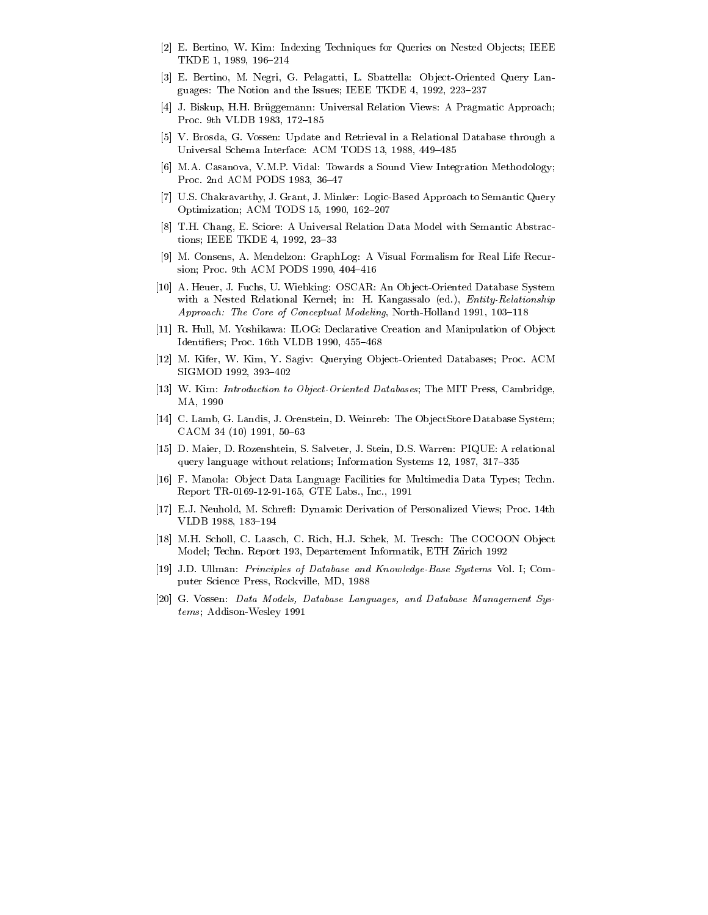[2] E. Bertino, W. Kim: Indexing Techniques for Queries on Nested Objects; IEEE TKDE 1, 1989, 196–214

[3] E. Bertino, M. Negri, G. Pelagatti, L. Sbattella: Object-Oriented Query Languages: The Notion and the Issues; IEEE TKDE 4, 1992, 223–237

[4] J. Biskup, H.H. Brüggemann: Universal Relation Views: A Pragmatic Approach; Proc. 9th VLDB 1983, 172–185

[5] V. Brosda, G. Vossen: Update and Retrieval in a Relational Database through a Universal Schema Interface: ACM TODS 13, 1988, 449–485

[6] M.A. Casanova, V.M.P. Vidal: Towards a Sound View Integration Methodology; Proc. 2nd ACM PODS 1983, 36–47

[7] U.S. Chakravarthy, J. Grant, J. Minker: Logic-Based Approach to Semantic Query Optimization; ACM TODS 15, 1990, 162–207

[8] T.H. Chang, E. Sciore: A Universal Relation Data Model with Semantic Abstractions; IEEE TKDE 4, 1992, 23–33

[9] M. Consens, A. Mendelzon: GraphLog: A Visual Formalism for Real Life Recursion; Proc. 9th ACM PODS 1990, 404–416

[10] A. Heuer, J. Fuchs, U. Wiebking: OSCAR: An Object-Oriented Database System with a Nested Relational Kernel; in: H. Kangassalo (ed.), *Entity-Relationship Approach: The Core of Conceptual Modeling*, North-Holland 1991, 103–118

[11] R. Hull, M. Yoshikawa: ILOG: Declarative Creation and Manipulation of Object Identifiers; Proc. 16th VLDB 1990, 455–468

[12] M. Kifer, W. Kim, Y. Sagiv: Querying Object-Oriented Databases; Proc. ACM SIGMOD 1992, 393–402

[13] W. Kim: *Introduction to Object-Oriented Databases*; The MIT Press, Cambridge, MA, 1990

[14] C. Lamb, G. Landis, J. Orenstein, D. Weinreb: The ObjectStore Database System; CACM 34 (10) 1991, 50–63

[15] D. Maier, D. Rozenshtein, S. Salveter, J. Stein, D.S. Warren: PIQUE: A relational query language without relations; Information Systems 12, 1987, 317–335

[16] F. Manola: Object Data Language Facilities for Multimedia Data Types; Techn. Report TR-0169-12-91-165, GTE Labs., Inc., 1991

[17] E.J. Neuhold, M. Schrefl: Dynamic Derivation of Personalized Views; Proc. 14th VLDB 1988, 183–194

[18] M.H. Scholl, C. Laasch, C. Rich, H.J. Schek, M. Tresch: The COCOON Object Model; Techn. Report 193, Departement Informatik, ETH Zürich 1992

[19] J.D. Ullman: *Principles of Database and Knowledge-Base Systems* Vol. I; Computer Science Press, Rockville, MD, 1988

[20] G. Vossen: *Data Models, Database Languages, and Database Management Systems*; Addison-Wesley 1991